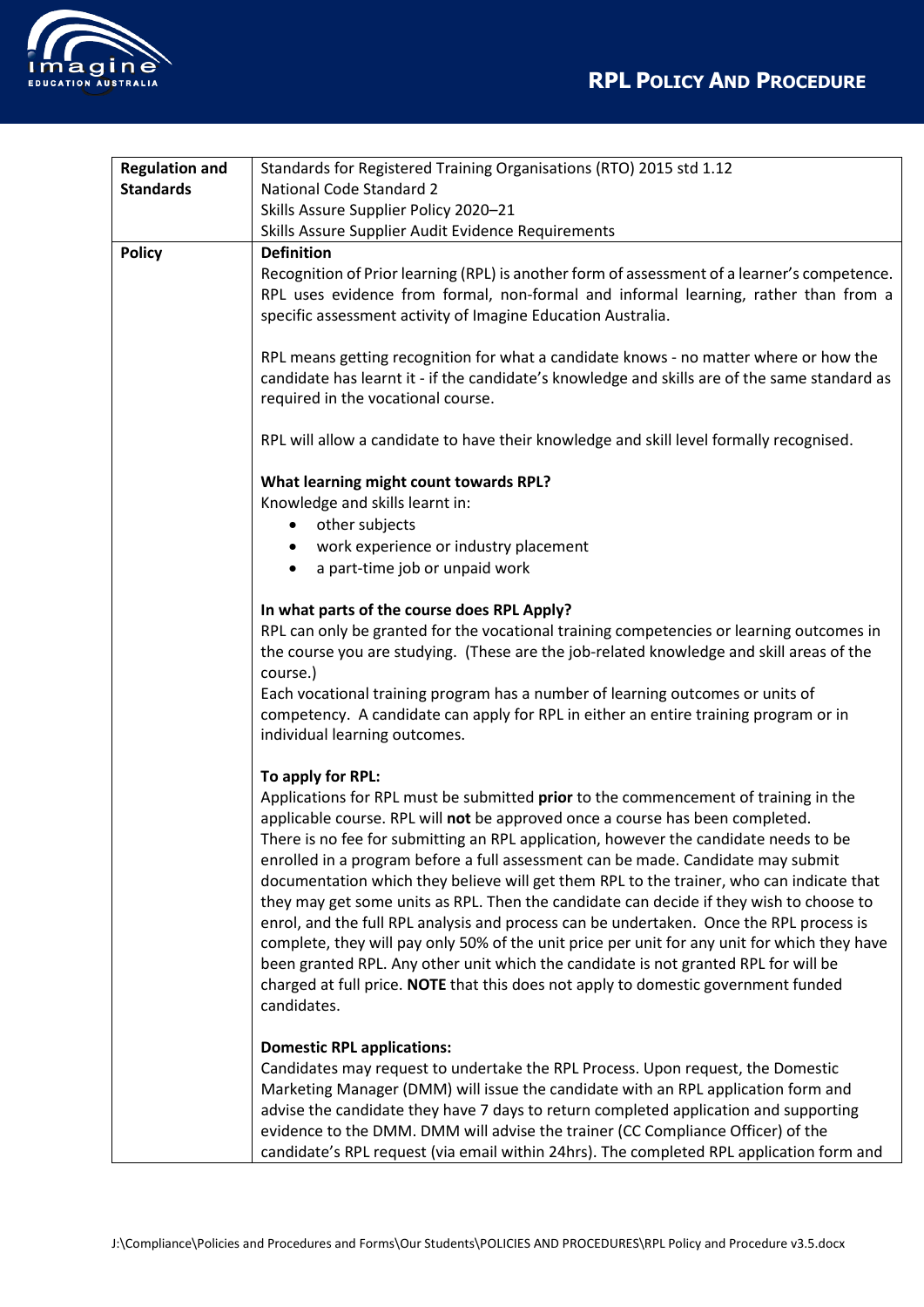# RPL Policy And Procedure

| | |
|---|---|
| **Regulation and Standards** | Standards for Registered Training Organisations (RTO) 2015 std 1.12<br>National Code Standard 2<br>Skills Assure Supplier Policy 2020–21<br>Skills Assure Supplier Audit Evidence Requirements |
| **Policy** | **Definition**<br>Recognition of Prior learning (RPL) is another form of assessment of a learner's competence. RPL uses evidence from formal, non-formal and informal learning, rather than from a specific assessment activity of Imagine Education Australia.<br><br>RPL means getting recognition for what a candidate knows - no matter where or how the candidate has learnt it - if the candidate's knowledge and skills are of the same standard as required in the vocational course.<br><br>RPL will allow a candidate to have their knowledge and skill level formally recognised.<br><br>**What learning might count towards RPL?**<br>Knowledge and skills learnt in:<br>• other subjects<br>• work experience or industry placement<br>• a part-time job or unpaid work<br><br>**In what parts of the course does RPL Apply?**<br>RPL can only be granted for the vocational training competencies or learning outcomes in the course you are studying. (These are the job-related knowledge and skill areas of the course.)<br>Each vocational training program has a number of learning outcomes or units of competency. A candidate can apply for RPL in either an entire training program or in individual learning outcomes.<br><br>**To apply for RPL:**<br>Applications for RPL must be submitted **prior** to the commencement of training in the applicable course. RPL will **not** be approved once a course has been completed.<br>There is no fee for submitting an RPL application, however the candidate needs to be enrolled in a program before a full assessment can be made. Candidate may submit documentation which they believe will get them RPL to the trainer, who can indicate that they may get some units as RPL. Then the candidate can decide if they wish to choose to enrol, and the full RPL analysis and process can be undertaken. Once the RPL process is complete, they will pay only 50% of the unit price per unit for any unit for which they have been granted RPL. Any other unit which the candidate is not granted RPL for will be charged at full price. **NOTE** that this does not apply to domestic government funded candidates.<br><br>**Domestic RPL applications:**<br>Candidates may request to undertake the RPL Process. Upon request, the Domestic Marketing Manager (DMM) will issue the candidate with an RPL application form and advise the candidate they have 7 days to return completed application and supporting evidence to the DMM. DMM will advise the trainer (CC Compliance Officer) of the candidate's RPL request (via email within 24hrs). The completed RPL application form and |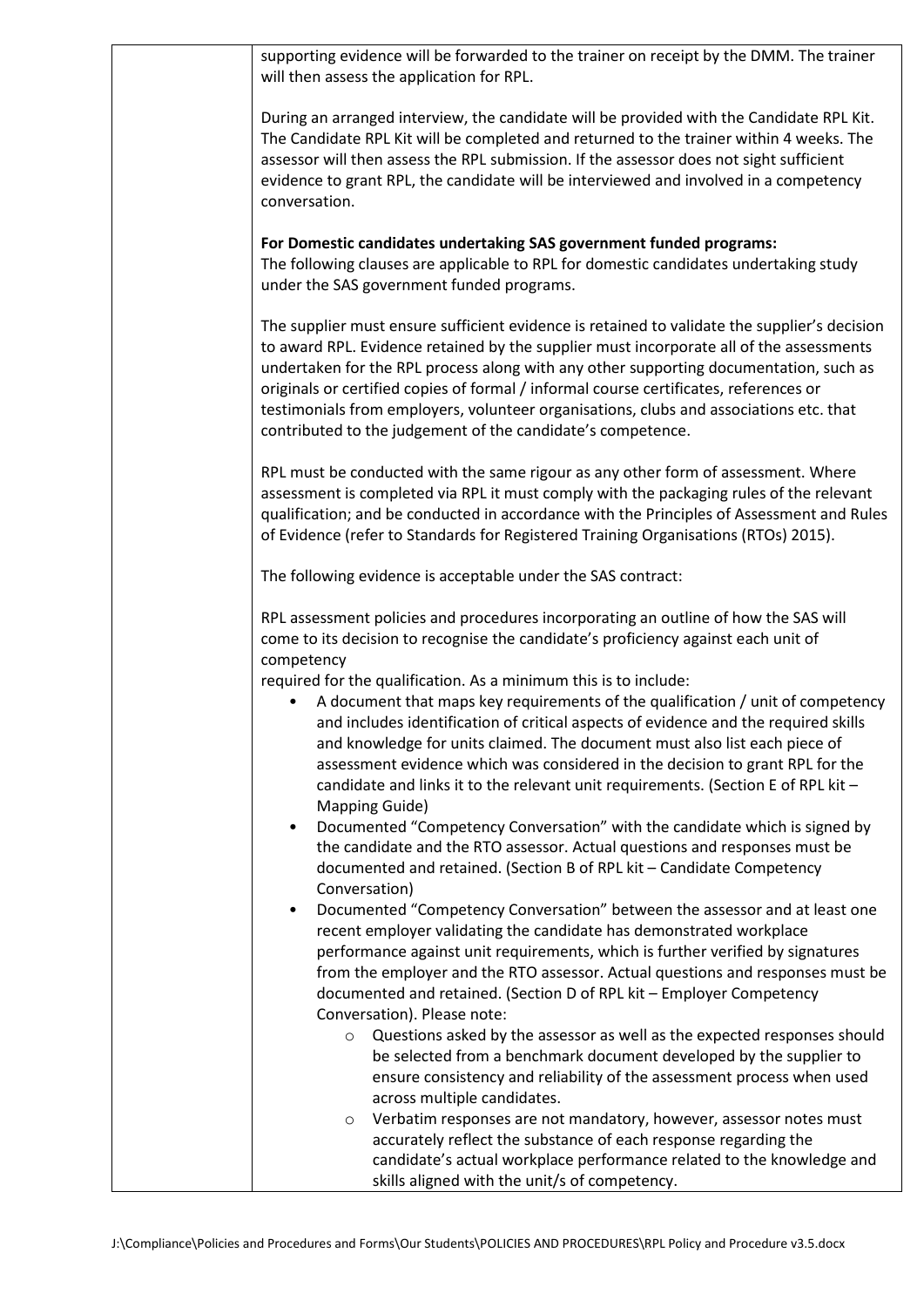supporting evidence will be forwarded to the trainer on receipt by the DMM. The trainer will then assess the application for RPL.

During an arranged interview, the candidate will be provided with the Candidate RPL Kit. The Candidate RPL Kit will be completed and returned to the trainer within 4 weeks. The assessor will then assess the RPL submission. If the assessor does not sight sufficient evidence to grant RPL, the candidate will be interviewed and involved in a competency conversation.

**For Domestic candidates undertaking SAS government funded programs:**
The following clauses are applicable to RPL for domestic candidates undertaking study under the SAS government funded programs.

The supplier must ensure sufficient evidence is retained to validate the supplier's decision to award RPL. Evidence retained by the supplier must incorporate all of the assessments undertaken for the RPL process along with any other supporting documentation, such as originals or certified copies of formal / informal course certificates, references or testimonials from employers, volunteer organisations, clubs and associations etc. that contributed to the judgement of the candidate's competence.

RPL must be conducted with the same rigour as any other form of assessment. Where assessment is completed via RPL it must comply with the packaging rules of the relevant qualification; and be conducted in accordance with the Principles of Assessment and Rules of Evidence (refer to Standards for Registered Training Organisations (RTOs) 2015).

The following evidence is acceptable under the SAS contract:

RPL assessment policies and procedures incorporating an outline of how the SAS will come to its decision to recognise the candidate's proficiency against each unit of competency
required for the qualification. As a minimum this is to include:

- A document that maps key requirements of the qualification / unit of competency and includes identification of critical aspects of evidence and the required skills and knowledge for units claimed. The document must also list each piece of assessment evidence which was considered in the decision to grant RPL for the candidate and links it to the relevant unit requirements. (Section E of RPL kit – Mapping Guide)
- Documented "Competency Conversation" with the candidate which is signed by the candidate and the RTO assessor. Actual questions and responses must be documented and retained. (Section B of RPL kit – Candidate Competency Conversation)
- Documented "Competency Conversation" between the assessor and at least one recent employer validating the candidate has demonstrated workplace performance against unit requirements, which is further verified by signatures from the employer and the RTO assessor. Actual questions and responses must be documented and retained. (Section D of RPL kit – Employer Competency Conversation). Please note:
    - Questions asked by the assessor as well as the expected responses should be selected from a benchmark document developed by the supplier to ensure consistency and reliability of the assessment process when used across multiple candidates.
    - Verbatim responses are not mandatory, however, assessor notes must accurately reflect the substance of each response regarding the candidate's actual workplace performance related to the knowledge and skills aligned with the unit/s of competency.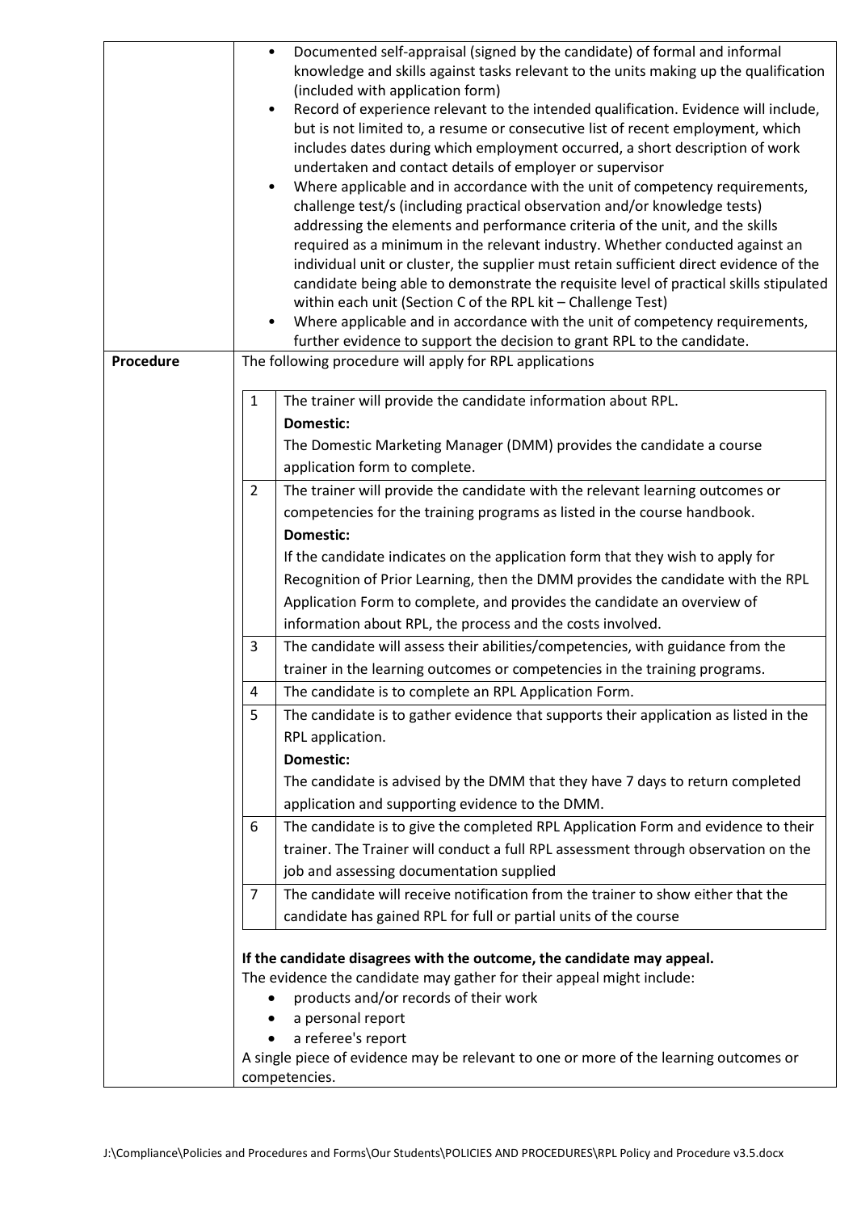- Documented self-appraisal (signed by the candidate) of formal and informal knowledge and skills against tasks relevant to the units making up the qualification (included with application form)
- Record of experience relevant to the intended qualification. Evidence will include, but is not limited to, a resume or consecutive list of recent employment, which includes dates during which employment occurred, a short description of work undertaken and contact details of employer or supervisor
- Where applicable and in accordance with the unit of competency requirements, challenge test/s (including practical observation and/or knowledge tests) addressing the elements and performance criteria of the unit, and the skills required as a minimum in the relevant industry. Whether conducted against an individual unit or cluster, the supplier must retain sufficient direct evidence of the candidate being able to demonstrate the requisite level of practical skills stipulated within each unit (Section C of the RPL kit – Challenge Test)
- Where applicable and in accordance with the unit of competency requirements, further evidence to support the decision to grant RPL to the candidate.

**Procedure**

The following procedure will apply for RPL applications

| | |
|---|---|
| 1 | The trainer will provide the candidate information about RPL.<br>**Domestic:**<br>The Domestic Marketing Manager (DMM) provides the candidate a course application form to complete. |
| 2 | The trainer will provide the candidate with the relevant learning outcomes or competencies for the training programs as listed in the course handbook.<br>**Domestic:**<br>If the candidate indicates on the application form that they wish to apply for Recognition of Prior Learning, then the DMM provides the candidate with the RPL Application Form to complete, and provides the candidate an overview of information about RPL, the process and the costs involved. |
| 3 | The candidate will assess their abilities/competencies, with guidance from the trainer in the learning outcomes or competencies in the training programs. |
| 4 | The candidate is to complete an RPL Application Form. |
| 5 | The candidate is to gather evidence that supports their application as listed in the RPL application.<br>**Domestic:**<br>The candidate is advised by the DMM that they have 7 days to return completed application and supporting evidence to the DMM. |
| 6 | The candidate is to give the completed RPL Application Form and evidence to their trainer. The Trainer will conduct a full RPL assessment through observation on the job and assessing documentation supplied |
| 7 | The candidate will receive notification from the trainer to show either that the candidate has gained RPL for full or partial units of the course |

**If the candidate disagrees with the outcome, the candidate may appeal.**

The evidence the candidate may gather for their appeal might include:

- products and/or records of their work
- a personal report
- a referee's report

A single piece of evidence may be relevant to one or more of the learning outcomes or competencies.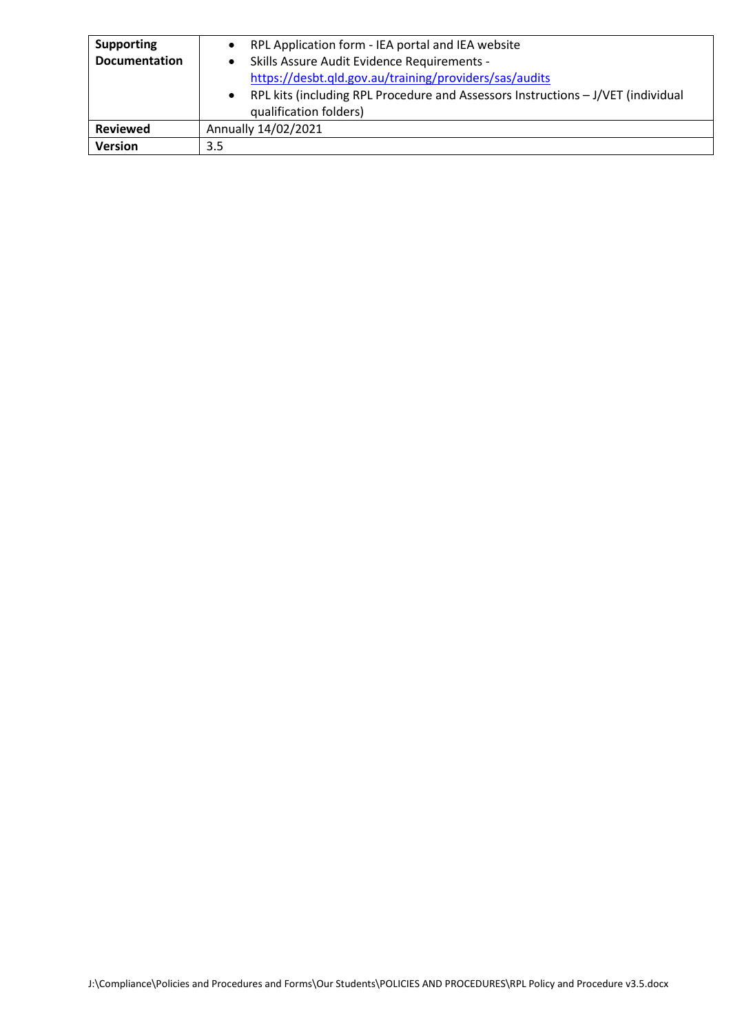| | |
|---|---|
| **Supporting Documentation** | • RPL Application form - IEA portal and IEA website<br>• Skills Assure Audit Evidence Requirements - https://desbt.qld.gov.au/training/providers/sas/audits<br>• RPL kits (including RPL Procedure and Assessors Instructions – J/VET (individual qualification folders) |
| **Reviewed** | Annually 14/02/2021 |
| **Version** | 3.5 |

J:\Compliance\Policies and Procedures and Forms\Our Students\POLICIES AND PROCEDURES\RPL Policy and Procedure v3.5.docx